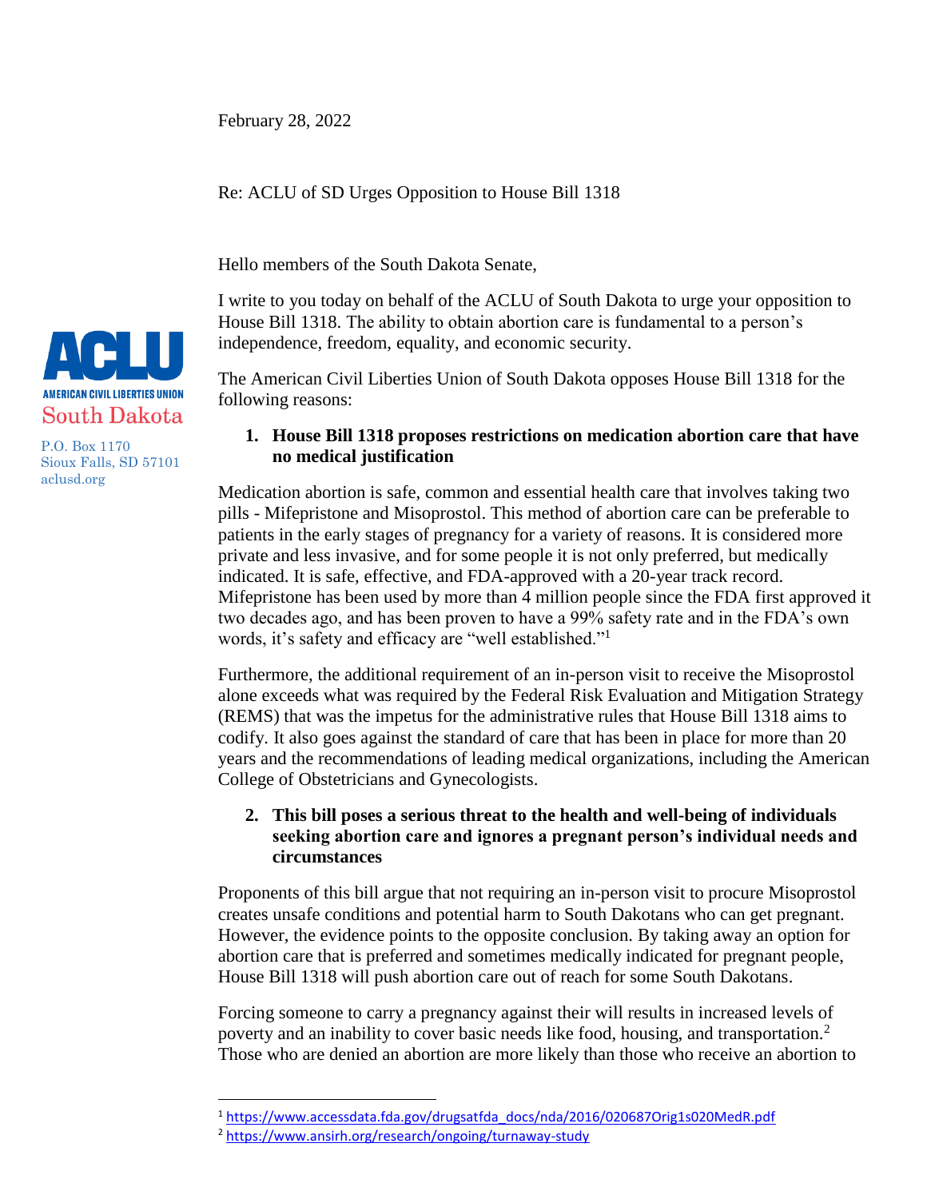February 28, 2022

Re: ACLU of SD Urges Opposition to House Bill 1318

Hello members of the South Dakota Senate,

AMERICAN CIVIL LIBERTIES UNION
South Dakota

P.O. Box 1170
Sioux Falls, SD 57101
aclusd.org

I write to you today on behalf of the ACLU of South Dakota to urge your opposition to House Bill 1318. The ability to obtain abortion care is fundamental to a person's independence, freedom, equality, and economic security.

The American Civil Liberties Union of South Dakota opposes House Bill 1318 for the following reasons:

1. **House Bill 1318 proposes restrictions on medication abortion care that have no medical justification**

Medication abortion is safe, common and essential health care that involves taking two pills - Mifepristone and Misoprostol. This method of abortion care can be preferable to patients in the early stages of pregnancy for a variety of reasons. It is considered more private and less invasive, and for some people it is not only preferred, but medically indicated. It is safe, effective, and FDA-approved with a 20-year track record. Mifepristone has been used by more than 4 million people since the FDA first approved it two decades ago, and has been proven to have a 99% safety rate and in the FDA's own words, it's safety and efficacy are "well established."[1]

Furthermore, the additional requirement of an in-person visit to receive the Misoprostol alone exceeds what was required by the Federal Risk Evaluation and Mitigation Strategy (REMS) that was the impetus for the administrative rules that House Bill 1318 aims to codify. It also goes against the standard of care that has been in place for more than 20 years and the recommendations of leading medical organizations, including the American College of Obstetricians and Gynecologists.

2. **This bill poses a serious threat to the health and well-being of individuals seeking abortion care and ignores a pregnant person's individual needs and circumstances**

Proponents of this bill argue that not requiring an in-person visit to procure Misoprostol creates unsafe conditions and potential harm to South Dakotans who can get pregnant. However, the evidence points to the opposite conclusion. By taking away an option for abortion care that is preferred and sometimes medically indicated for pregnant people, House Bill 1318 will push abortion care out of reach for some South Dakotans.

Forcing someone to carry a pregnancy against their will results in increased levels of poverty and an inability to cover basic needs like food, housing, and transportation.[2] Those who are denied an abortion are more likely than those who receive an abortion to

---

[1] https://www.accessdata.fda.gov/drugsatfda_docs/nda/2016/020687Orig1s020MedR.pdf

[2] https://www.ansirh.org/research/ongoing/turnaway-study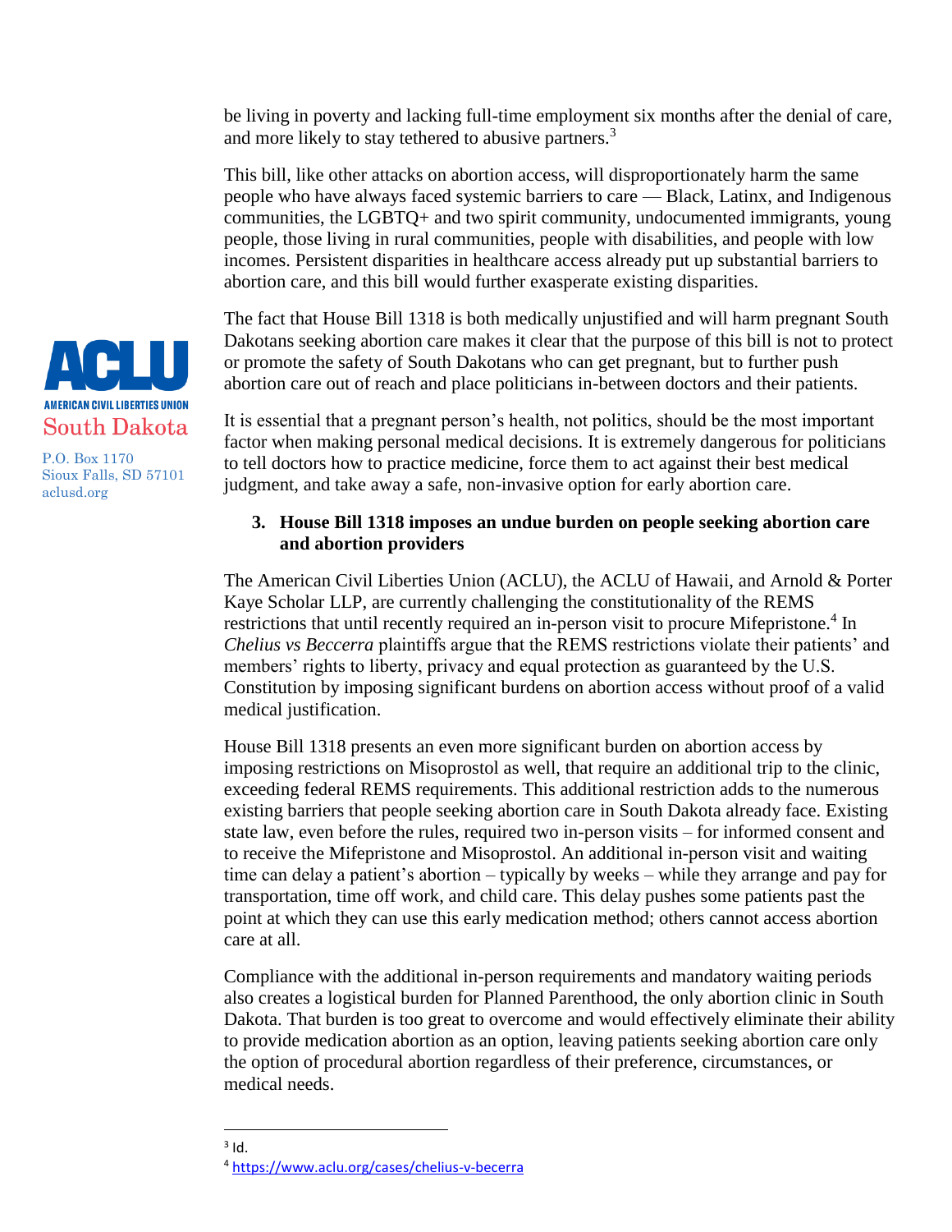be living in poverty and lacking full-time employment six months after the denial of care, and more likely to stay tethered to abusive partners.[3]

This bill, like other attacks on abortion access, will disproportionately harm the same people who have always faced systemic barriers to care — Black, Latinx, and Indigenous communities, the LGBTQ+ and two spirit community, undocumented immigrants, young people, those living in rural communities, people with disabilities, and people with low incomes. Persistent disparities in healthcare access already put up substantial barriers to abortion care, and this bill would further exasperate existing disparities.

The fact that House Bill 1318 is both medically unjustified and will harm pregnant South Dakotans seeking abortion care makes it clear that the purpose of this bill is not to protect or promote the safety of South Dakotans who can get pregnant, but to further push abortion care out of reach and place politicians in-between doctors and their patients.

It is essential that a pregnant person's health, not politics, should be the most important factor when making personal medical decisions. It is extremely dangerous for politicians to tell doctors how to practice medicine, force them to act against their best medical judgment, and take away a safe, non-invasive option for early abortion care.

**3. House Bill 1318 imposes an undue burden on people seeking abortion care and abortion providers**

The American Civil Liberties Union (ACLU), the ACLU of Hawaii, and Arnold & Porter Kaye Scholar LLP, are currently challenging the constitutionality of the REMS restrictions that until recently required an in-person visit to procure Mifepristone.[4] In *Chelius vs Beccerra* plaintiffs argue that the REMS restrictions violate their patients' and members' rights to liberty, privacy and equal protection as guaranteed by the U.S. Constitution by imposing significant burdens on abortion access without proof of a valid medical justification.

House Bill 1318 presents an even more significant burden on abortion access by imposing restrictions on Misoprostol as well, that require an additional trip to the clinic, exceeding federal REMS requirements. This additional restriction adds to the numerous existing barriers that people seeking abortion care in South Dakota already face. Existing state law, even before the rules, required two in-person visits – for informed consent and to receive the Mifepristone and Misoprostol. An additional in-person visit and waiting time can delay a patient's abortion – typically by weeks – while they arrange and pay for transportation, time off work, and child care. This delay pushes some patients past the point at which they can use this early medication method; others cannot access abortion care at all.

Compliance with the additional in-person requirements and mandatory waiting periods also creates a logistical burden for Planned Parenthood, the only abortion clinic in South Dakota. That burden is too great to overcome and would effectively eliminate their ability to provide medication abortion as an option, leaving patients seeking abortion care only the option of procedural abortion regardless of their preference, circumstances, or medical needs.

---

[3] Id.

[4] https://www.aclu.org/cases/chelius-v-becerra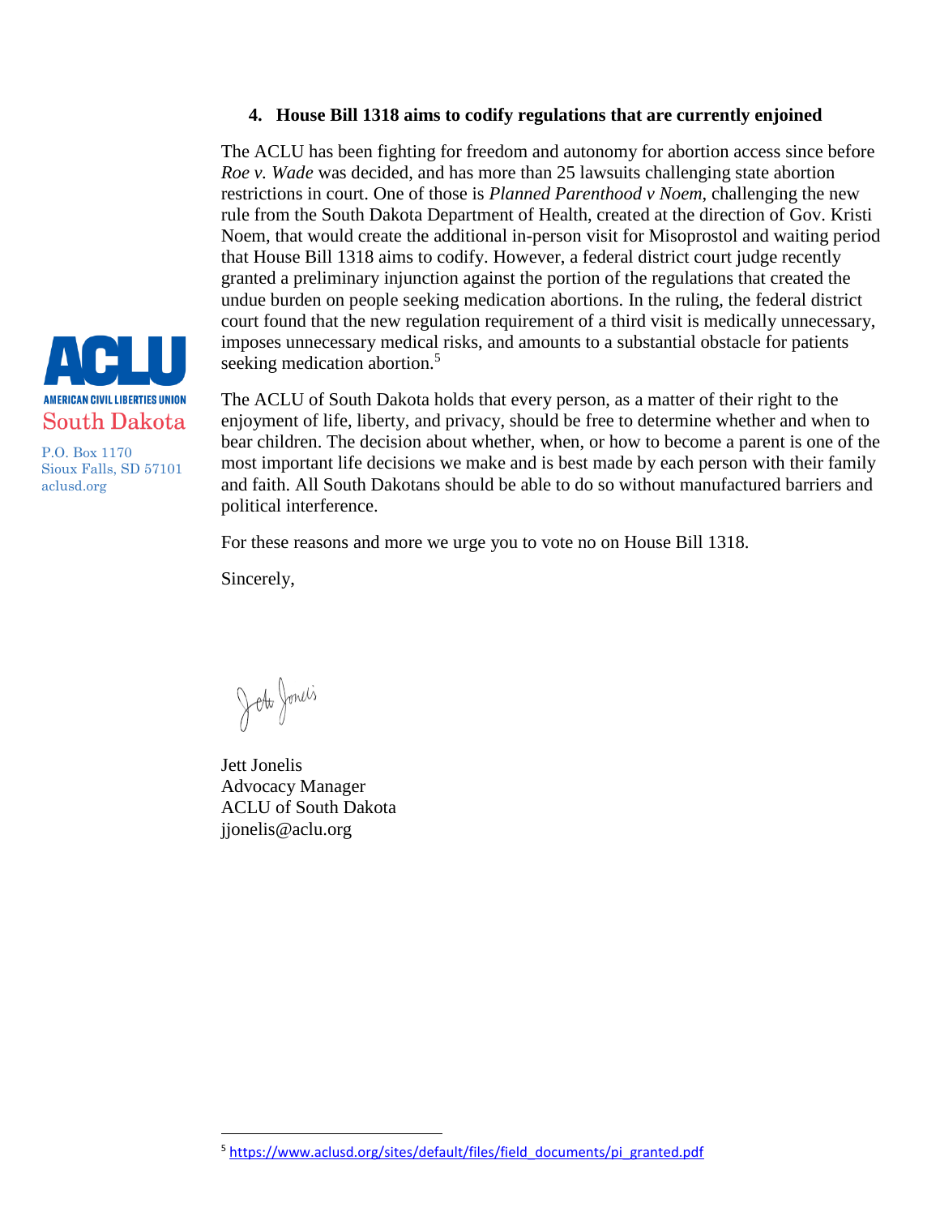**AMERICAN CIVIL LIBERTIES UNION**
South Dakota

P.O. Box 1170
Sioux Falls, SD 57101
aclusd.org

### 4. House Bill 1318 aims to codify regulations that are currently enjoined

The ACLU has been fighting for freedom and autonomy for abortion access since before *Roe v. Wade* was decided, and has more than 25 lawsuits challenging state abortion restrictions in court. One of those is *Planned Parenthood v Noem*, challenging the new rule from the South Dakota Department of Health, created at the direction of Gov. Kristi Noem, that would create the additional in-person visit for Misoprostol and waiting period that House Bill 1318 aims to codify. However, a federal district court judge recently granted a preliminary injunction against the portion of the regulations that created the undue burden on people seeking medication abortions. In the ruling, the federal district court found that the new regulation requirement of a third visit is medically unnecessary, imposes unnecessary medical risks, and amounts to a substantial obstacle for patients seeking medication abortion.[5]

The ACLU of South Dakota holds that every person, as a matter of their right to the enjoyment of life, liberty, and privacy, should be free to determine whether and when to bear children. The decision about whether, when, or how to become a parent is one of the most important life decisions we make and is best made by each person with their family and faith. All South Dakotans should be able to do so without manufactured barriers and political interference.

For these reasons and more we urge you to vote no on House Bill 1318.

Sincerely,

Jett Jonelis
Advocacy Manager
ACLU of South Dakota
jjonelis@aclu.org

[5] https://www.aclusd.org/sites/default/files/field_documents/pi_granted.pdf